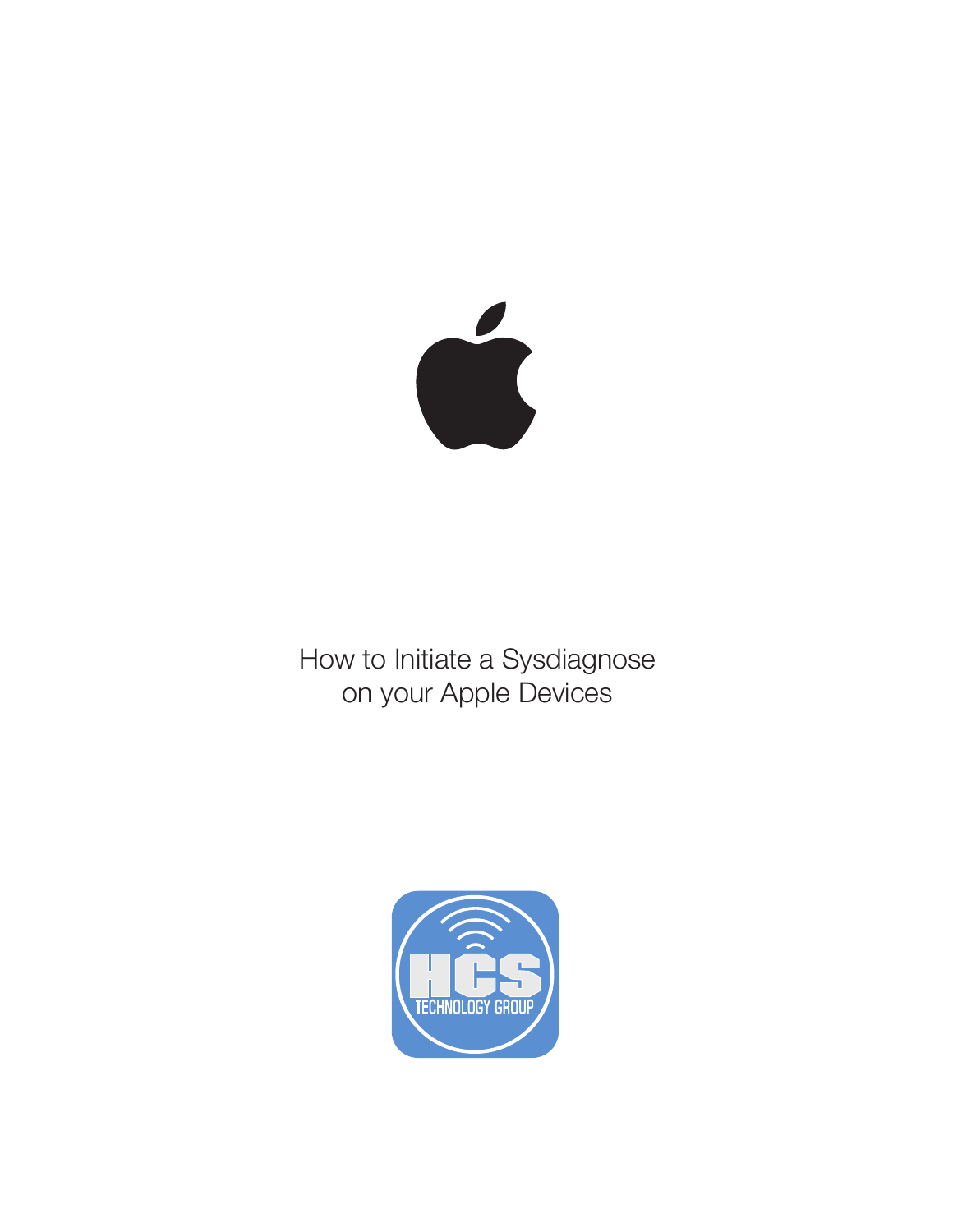# How to Initiate a Sysdiagnose on your Apple Devices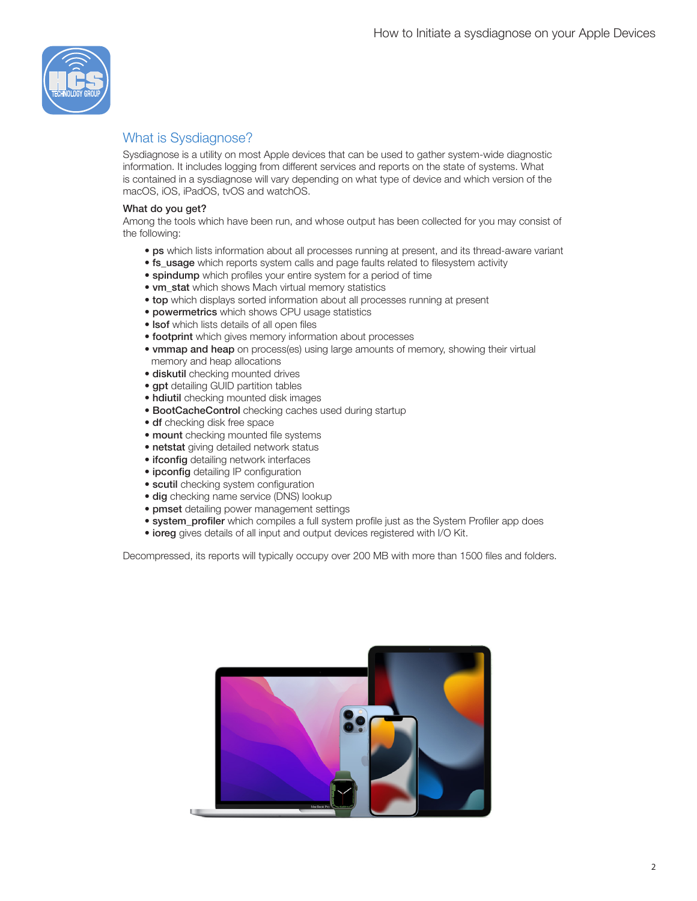## What is Sysdiagnose?

Sysdiagnose is a utility on most Apple devices that can be used to gather system-wide diagnostic information. It includes logging from different services and reports on the state of systems. What is contained in a sysdiagnose will vary depending on what type of device and which version of the macOS, iOS, iPadOS, tvOS and watchOS.

**What do you get?**

Among the tools which have been run, and whose output has been collected for you may consist of the following:

- **ps** which lists information about all processes running at present, and its thread-aware variant
- **fs_usage** which reports system calls and page faults related to filesystem activity
- **spindump** which profiles your entire system for a period of time
- **vm_stat** which shows Mach virtual memory statistics
- **top** which displays sorted information about all processes running at present
- **powermetrics** which shows CPU usage statistics
- **lsof** which lists details of all open files
- **footprint** which gives memory information about processes
- **vmmap and heap** on process(es) using large amounts of memory, showing their virtual memory and heap allocations
- **diskutil** checking mounted drives
- **gpt** detailing GUID partition tables
- **hdiutil** checking mounted disk images
- **BootCacheControl** checking caches used during startup
- **df** checking disk free space
- **mount** checking mounted file systems
- **netstat** giving detailed network status
- **ifconfig** detailing network interfaces
- **ipconfig** detailing IP configuration
- **scutil** checking system configuration
- **dig** checking name service (DNS) lookup
- **pmset** detailing power management settings
- **system_profiler** which compiles a full system profile just as the System Profiler app does
- **ioreg** gives details of all input and output devices registered with I/O Kit.

Decompressed, its reports will typically occupy over 200 MB with more than 1500 files and folders.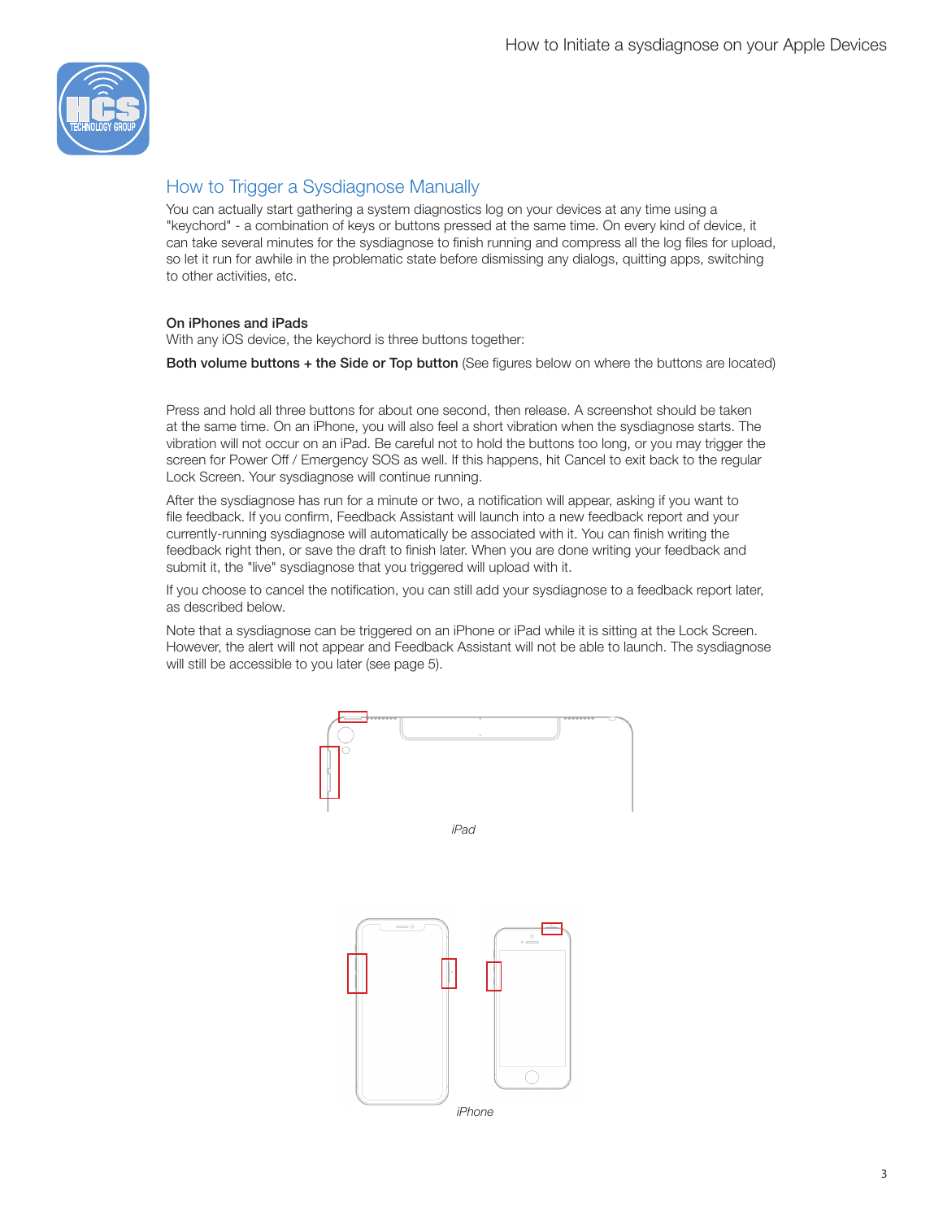## How to Trigger a Sysdiagnose Manually

You can actually start gathering a system diagnostics log on your devices at any time using a "keychord" - a combination of keys or buttons pressed at the same time. On every kind of device, it can take several minutes for the sysdiagnose to finish running and compress all the log files for upload, so let it run for awhile in the problematic state before dismissing any dialogs, quitting apps, switching to other activities, etc.

### On iPhones and iPads

With any iOS device, the keychord is three buttons together:

**Both volume buttons + the Side or Top button** (See figures below on where the buttons are located)

Press and hold all three buttons for about one second, then release. A screenshot should be taken at the same time. On an iPhone, you will also feel a short vibration when the sysdiagnose starts. The vibration will not occur on an iPad. Be careful not to hold the buttons too long, or you may trigger the screen for Power Off / Emergency SOS as well. If this happens, hit Cancel to exit back to the regular Lock Screen. Your sysdiagnose will continue running.

After the sysdiagnose has run for a minute or two, a notification will appear, asking if you want to file feedback. If you confirm, Feedback Assistant will launch into a new feedback report and your currently-running sysdiagnose will automatically be associated with it. You can finish writing the feedback right then, or save the draft to finish later. When you are done writing your feedback and submit it, the "live" sysdiagnose that you triggered will upload with it.

If you choose to cancel the notification, you can still add your sysdiagnose to a feedback report later, as described below.

Note that a sysdiagnose can be triggered on an iPhone or iPad while it is sitting at the Lock Screen. However, the alert will not appear and Feedback Assistant will not be able to launch. The sysdiagnose will still be accessible to you later (see page 5).

*iPad*

*iPhone*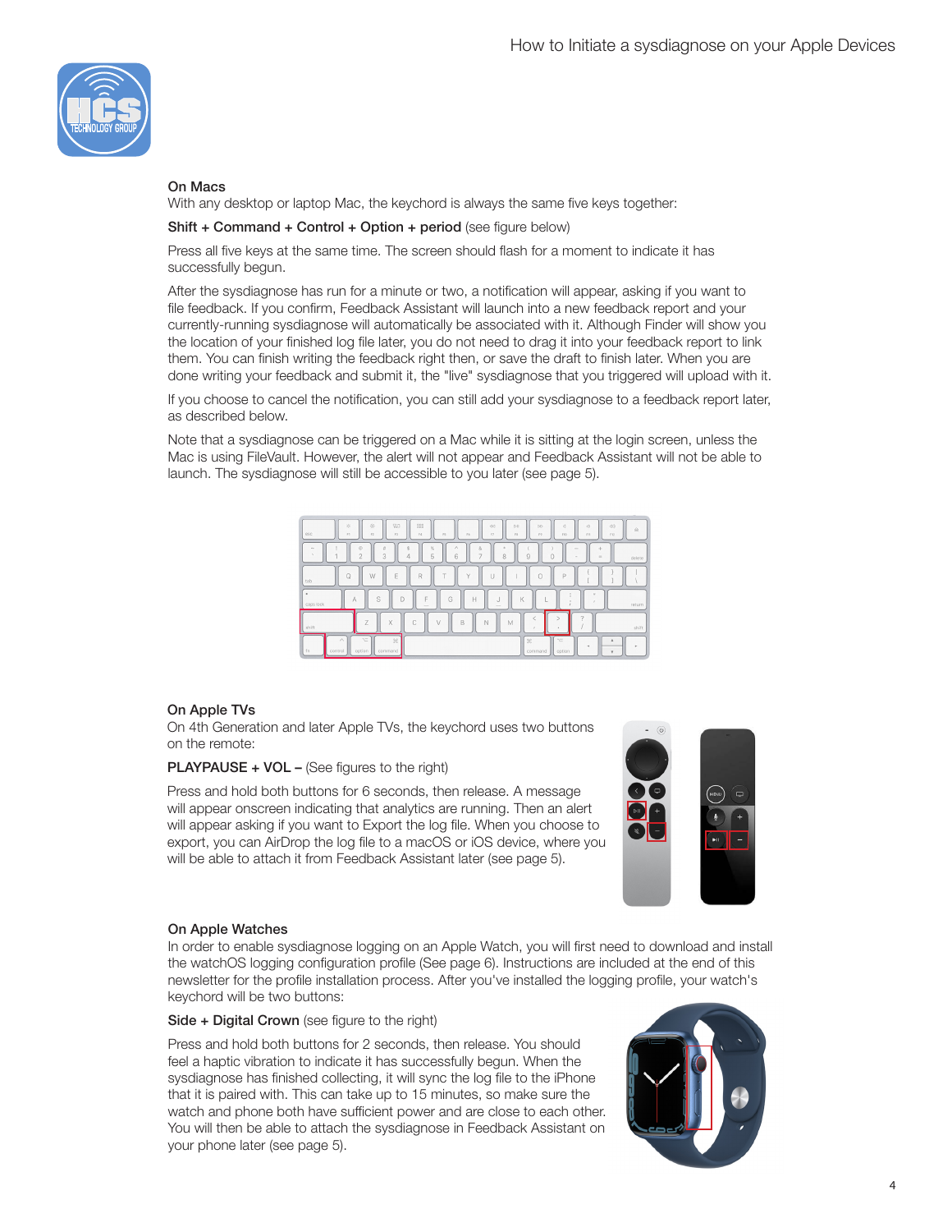## On Macs

With any desktop or laptop Mac, the keychord is always the same five keys together:

**Shift + Command + Control + Option + period** (see figure below)

Press all five keys at the same time. The screen should flash for a moment to indicate it has successfully begun.

After the sysdiagnose has run for a minute or two, a notification will appear, asking if you want to file feedback. If you confirm, Feedback Assistant will launch into a new feedback report and your currently-running sysdiagnose will automatically be associated with it. Although Finder will show you the location of your finished log file later, you do not need to drag it into your feedback report to link them. You can finish writing the feedback right then, or save the draft to finish later. When you are done writing your feedback and submit it, the "live" sysdiagnose that you triggered will upload with it.

If you choose to cancel the notification, you can still add your sysdiagnose to a feedback report later, as described below.

Note that a sysdiagnose can be triggered on a Mac while it is sitting at the login screen, unless the Mac is using FileVault. However, the alert will not appear and Feedback Assistant will not be able to launch. The sysdiagnose will still be accessible to you later (see page 5).

## On Apple TVs

On 4th Generation and later Apple TVs, the keychord uses two buttons on the remote:

**PLAYPAUSE + VOL –** (See figures to the right)

Press and hold both buttons for 6 seconds, then release. A message will appear onscreen indicating that analytics are running. Then an alert will appear asking if you want to Export the log file. When you choose to export, you can AirDrop the log file to a macOS or iOS device, where you will be able to attach it from Feedback Assistant later (see page 5).

## On Apple Watches

In order to enable sysdiagnose logging on an Apple Watch, you will first need to download and install the watchOS logging configuration profile (See page 6). Instructions are included at the end of this newsletter for the profile installation process. After you've installed the logging profile, your watch's keychord will be two buttons:

**Side + Digital Crown** (see figure to the right)

Press and hold both buttons for 2 seconds, then release. You should feel a haptic vibration to indicate it has successfully begun. When the sysdiagnose has finished collecting, it will sync the log file to the iPhone that it is paired with. This can take up to 15 minutes, so make sure the watch and phone both have sufficient power and are close to each other. You will then be able to attach the sysdiagnose in Feedback Assistant on your phone later (see page 5).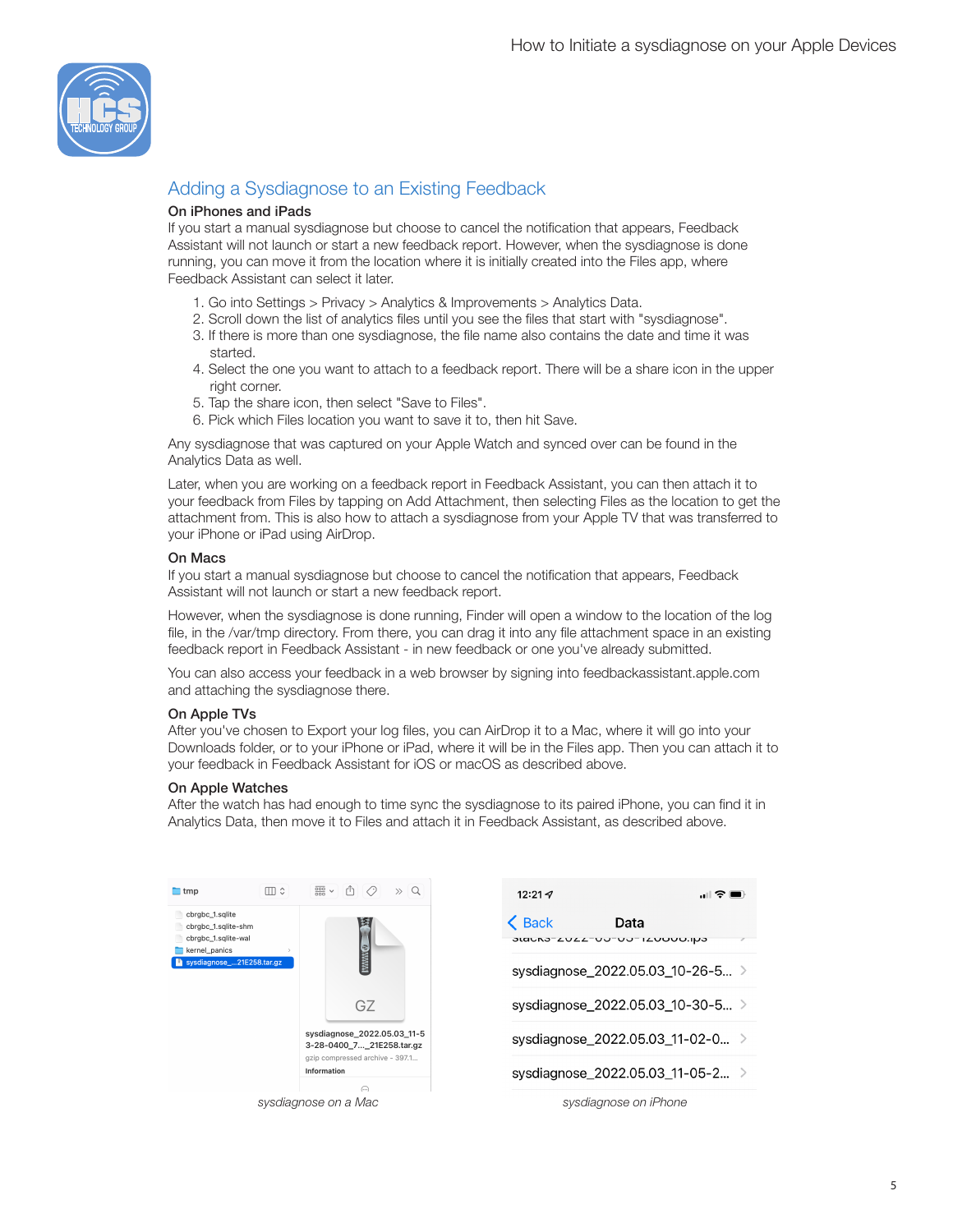## Adding a Sysdiagnose to an Existing Feedback

### On iPhones and iPads

If you start a manual sysdiagnose but choose to cancel the notification that appears, Feedback Assistant will not launch or start a new feedback report. However, when the sysdiagnose is done running, you can move it from the location where it is initially created into the Files app, where Feedback Assistant can select it later.

1. Go into Settings > Privacy > Analytics & Improvements > Analytics Data.
2. Scroll down the list of analytics files until you see the files that start with "sysdiagnose".
3. If there is more than one sysdiagnose, the file name also contains the date and time it was started.
4. Select the one you want to attach to a feedback report. There will be a share icon in the upper right corner.
5. Tap the share icon, then select "Save to Files".
6. Pick which Files location you want to save it to, then hit Save.

Any sysdiagnose that was captured on your Apple Watch and synced over can be found in the Analytics Data as well.

Later, when you are working on a feedback report in Feedback Assistant, you can then attach it to your feedback from Files by tapping on Add Attachment, then selecting Files as the location to get the attachment from. This is also how to attach a sysdiagnose from your Apple TV that was transferred to your iPhone or iPad using AirDrop.

### On Macs

If you start a manual sysdiagnose but choose to cancel the notification that appears, Feedback Assistant will not launch or start a new feedback report.

However, when the sysdiagnose is done running, Finder will open a window to the location of the log file, in the /var/tmp directory. From there, you can drag it into any file attachment space in an existing feedback report in Feedback Assistant - in new feedback or one you've already submitted.

You can also access your feedback in a web browser by signing into feedbackassistant.apple.com and attaching the sysdiagnose there.

### On Apple TVs

After you've chosen to Export your log files, you can AirDrop it to a Mac, where it will go into your Downloads folder, or to your iPhone or iPad, where it will be in the Files app. Then you can attach it to your feedback in Feedback Assistant for iOS or macOS as described above.

### On Apple Watches

After the watch has had enough to time sync the sysdiagnose to its paired iPhone, you can find it in Analytics Data, then move it to Files and attach it in Feedback Assistant, as described above.

*sysdiagnose on a Mac*

*sysdiagnose on iPhone*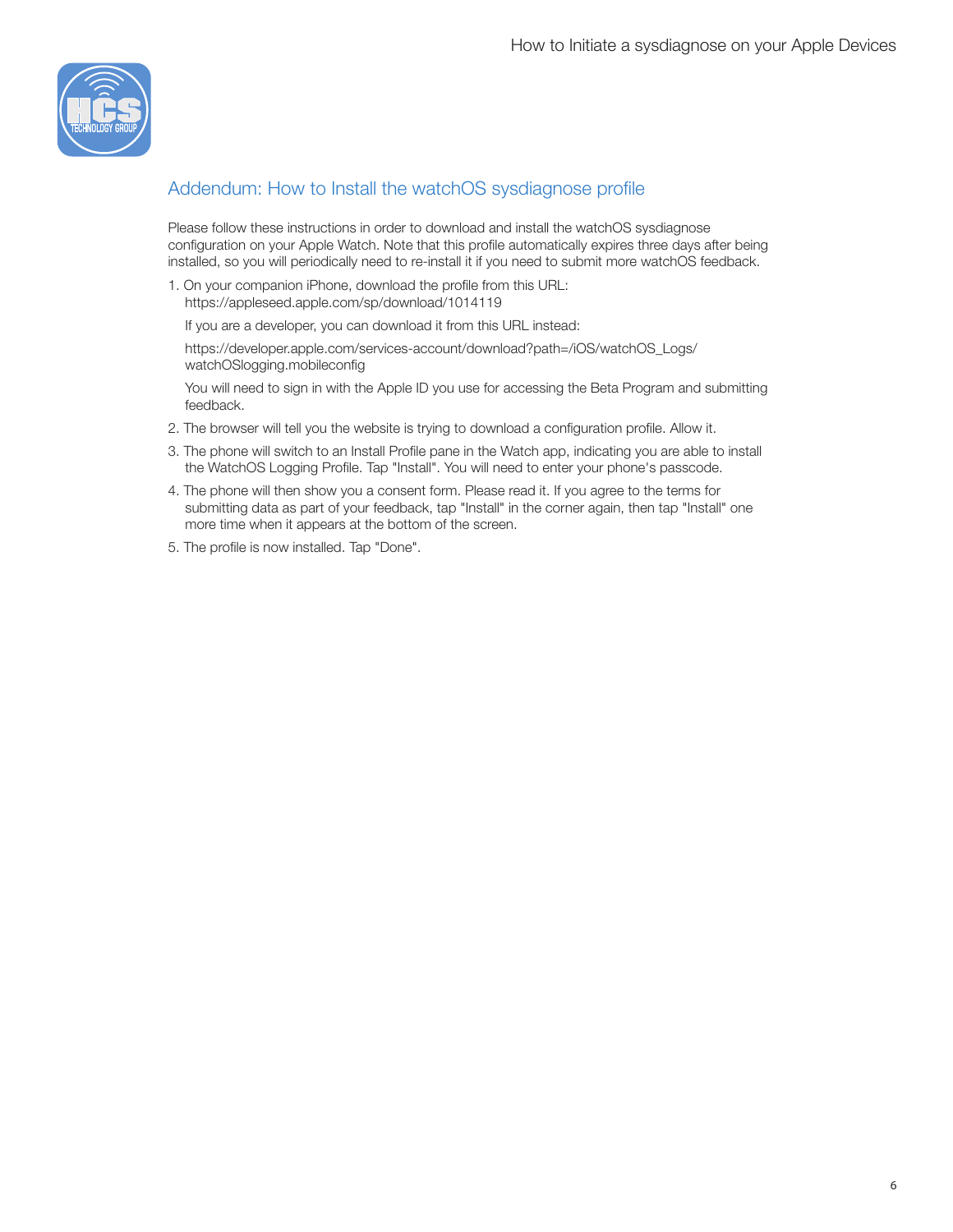## Addendum: How to Install the watchOS sysdiagnose profile

Please follow these instructions in order to download and install the watchOS sysdiagnose configuration on your Apple Watch. Note that this profile automatically expires three days after being installed, so you will periodically need to re-install it if you need to submit more watchOS feedback.

1. On your companion iPhone, download the profile from this URL: https://appleseed.apple.com/sp/download/1014119

   If you are a developer, you can download it from this URL instead:

   https://developer.apple.com/services-account/download?path=/iOS/watchOS_Logs/watchOSlogging.mobileconfig

   You will need to sign in with the Apple ID you use for accessing the Beta Program and submitting feedback.

2. The browser will tell you the website is trying to download a configuration profile. Allow it.
3. The phone will switch to an Install Profile pane in the Watch app, indicating you are able to install the WatchOS Logging Profile. Tap "Install". You will need to enter your phone's passcode.
4. The phone will then show you a consent form. Please read it. If you agree to the terms for submitting data as part of your feedback, tap "Install" in the corner again, then tap "Install" one more time when it appears at the bottom of the screen.
5. The profile is now installed. Tap "Done".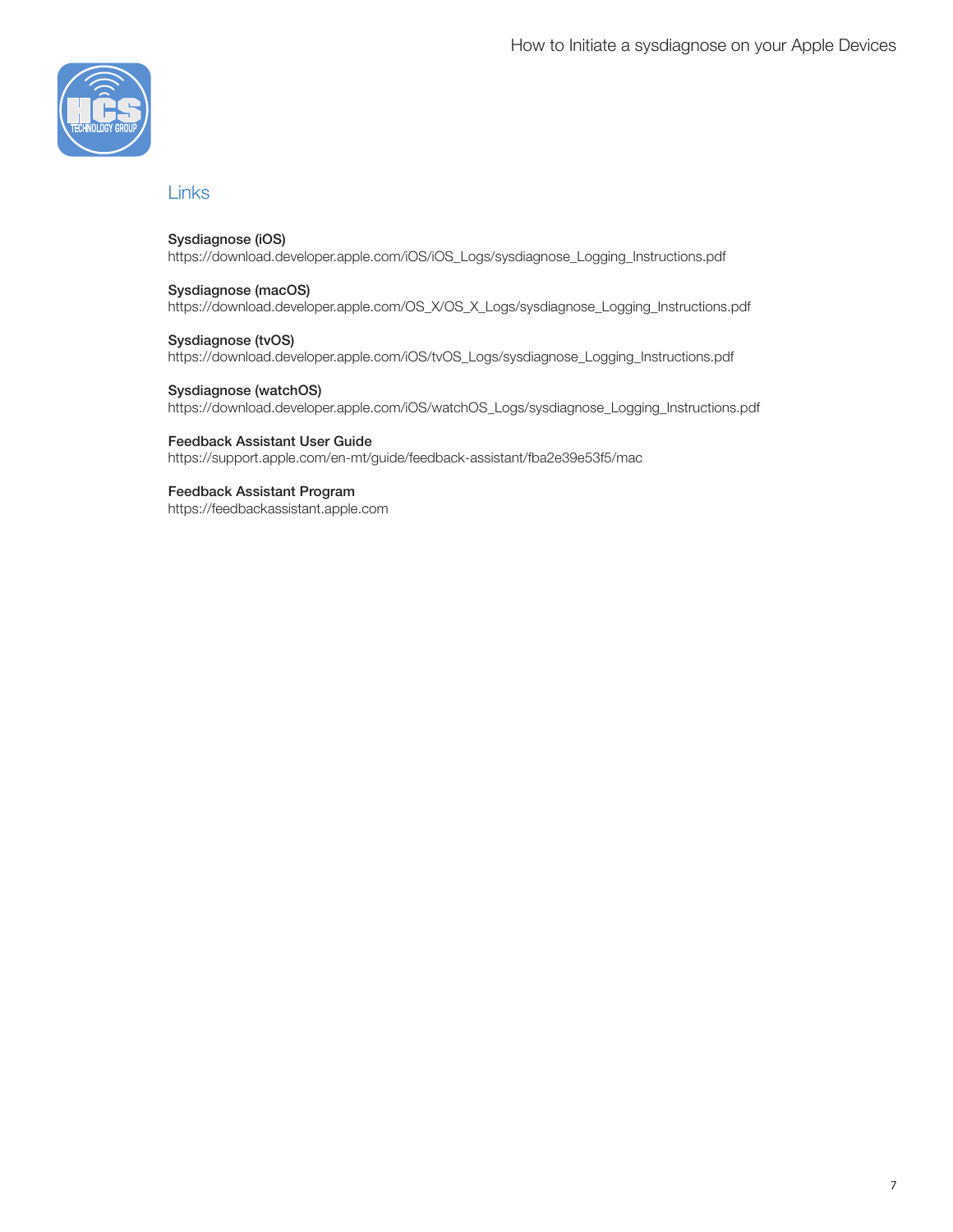## Links

**Sysdiagnose (iOS)**
https://download.developer.apple.com/iOS/iOS_Logs/sysdiagnose_Logging_Instructions.pdf

**Sysdiagnose (macOS)**
https://download.developer.apple.com/OS_X/OS_X_Logs/sysdiagnose_Logging_Instructions.pdf

**Sysdiagnose (tvOS)**
https://download.developer.apple.com/iOS/tvOS_Logs/sysdiagnose_Logging_Instructions.pdf

**Sysdiagnose (watchOS)**
https://download.developer.apple.com/iOS/watchOS_Logs/sysdiagnose_Logging_Instructions.pdf

**Feedback Assistant User Guide**
https://support.apple.com/en-mt/guide/feedback-assistant/fba2e39e53f5/mac

**Feedback Assistant Program**
https://feedbackassistant.apple.com